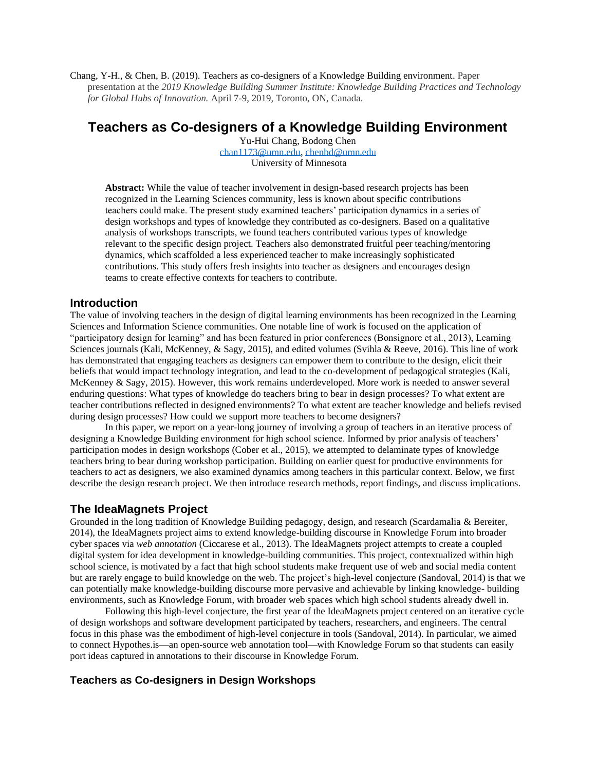Chang, Y-H., & Chen, B. (2019). Teachers as co-designers of a Knowledge Building environment. Paper presentation at the *2019 Knowledge Building Summer Institute: Knowledge Building Practices and Technology for Global Hubs of Innovation.* April 7-9, 2019, Toronto, ON, Canada.

# Teachers as Co-designers of a Knowledge Building Environment

Yu-Hui Chang, Bodong Chen
chan1173@umn.edu, chenbd@umn.edu
University of Minnesota

**Abstract:** While the value of teacher involvement in design-based research projects has been recognized in the Learning Sciences community, less is known about specific contributions teachers could make. The present study examined teachers' participation dynamics in a series of design workshops and types of knowledge they contributed as co-designers. Based on a qualitative analysis of workshops transcripts, we found teachers contributed various types of knowledge relevant to the specific design project. Teachers also demonstrated fruitful peer teaching/mentoring dynamics, which scaffolded a less experienced teacher to make increasingly sophisticated contributions. This study offers fresh insights into teacher as designers and encourages design teams to create effective contexts for teachers to contribute.

## Introduction

The value of involving teachers in the design of digital learning environments has been recognized in the Learning Sciences and Information Science communities. One notable line of work is focused on the application of "participatory design for learning" and has been featured in prior conferences (Bonsignore et al., 2013), Learning Sciences journals (Kali, McKenney, & Sagy, 2015), and edited volumes (Svihla & Reeve, 2016). This line of work has demonstrated that engaging teachers as designers can empower them to contribute to the design, elicit their beliefs that would impact technology integration, and lead to the co-development of pedagogical strategies (Kali, McKenney & Sagy, 2015). However, this work remains underdeveloped. More work is needed to answer several enduring questions: What types of knowledge do teachers bring to bear in design processes? To what extent are teacher contributions reflected in designed environments? To what extent are teacher knowledge and beliefs revised during design processes? How could we support more teachers to become designers?

In this paper, we report on a year-long journey of involving a group of teachers in an iterative process of designing a Knowledge Building environment for high school science. Informed by prior analysis of teachers' participation modes in design workshops (Cober et al., 2015), we attempted to delaminate types of knowledge teachers bring to bear during workshop participation. Building on earlier quest for productive environments for teachers to act as designers, we also examined dynamics among teachers in this particular context. Below, we first describe the design research project. We then introduce research methods, report findings, and discuss implications.

## The IdeaMagnets Project

Grounded in the long tradition of Knowledge Building pedagogy, design, and research (Scardamalia & Bereiter, 2014), the IdeaMagnets project aims to extend knowledge-building discourse in Knowledge Forum into broader cyber spaces via *web annotation* (Ciccarese et al., 2013). The IdeaMagnets project attempts to create a coupled digital system for idea development in knowledge-building communities. This project, contextualized within high school science, is motivated by a fact that high school students make frequent use of web and social media content but are rarely engage to build knowledge on the web. The project's high-level conjecture (Sandoval, 2014) is that we can potentially make knowledge-building discourse more pervasive and achievable by linking knowledge- building environments, such as Knowledge Forum, with broader web spaces which high school students already dwell in.

Following this high-level conjecture, the first year of the IdeaMagnets project centered on an iterative cycle of design workshops and software development participated by teachers, researchers, and engineers. The central focus in this phase was the embodiment of high-level conjecture in tools (Sandoval, 2014). In particular, we aimed to connect Hypothes.is—an open-source web annotation tool—with Knowledge Forum so that students can easily port ideas captured in annotations to their discourse in Knowledge Forum.

### Teachers as Co-designers in Design Workshops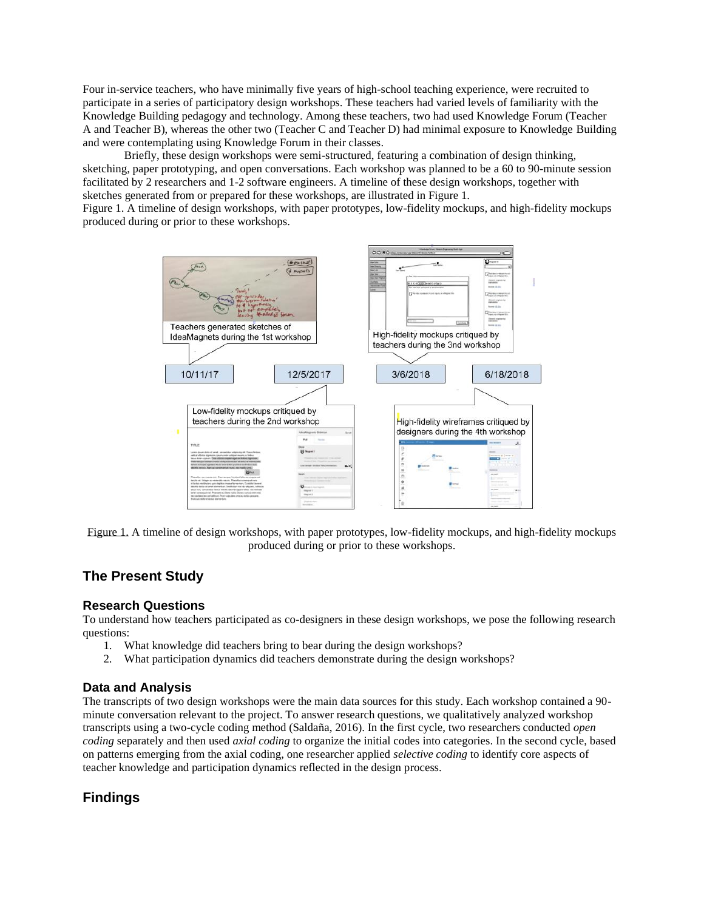Four in-service teachers, who have minimally five years of high-school teaching experience, were recruited to participate in a series of participatory design workshops. These teachers had varied levels of familiarity with the Knowledge Building pedagogy and technology. Among these teachers, two had used Knowledge Forum (Teacher A and Teacher B), whereas the other two (Teacher C and Teacher D) had minimal exposure to Knowledge Building and were contemplating using Knowledge Forum in their classes.

Briefly, these design workshops were semi-structured, featuring a combination of design thinking, sketching, paper prototyping, and open conversations. Each workshop was planned to be a 60 to 90-minute session facilitated by 2 researchers and 1-2 software engineers. A timeline of these design workshops, together with sketches generated from or prepared for these workshops, are illustrated in Figure 1.

Figure 1. A timeline of design workshops, with paper prototypes, low-fidelity mockups, and high-fidelity mockups produced during or prior to these workshops.

Teachers generated sketches of IdeaMagnets during the 1st workshop

High-fidelity mockups critiqued by teachers during the 3nd workshop

10/11/17

12/5/2017

3/6/2018

6/18/2018

Low-fidelity mockups critiqued by teachers during the 2nd workshop

High-fidelity wireframes critiqued by designers during the 4th workshop

Figure 1. A timeline of design workshops, with paper prototypes, low-fidelity mockups, and high-fidelity mockups produced during or prior to these workshops.

## The Present Study

### Research Questions

To understand how teachers participated as co-designers in these design workshops, we pose the following research questions:

1. What knowledge did teachers bring to bear during the design workshops?
2. What participation dynamics did teachers demonstrate during the design workshops?

### Data and Analysis

The transcripts of two design workshops were the main data sources for this study. Each workshop contained a 90-minute conversation relevant to the project. To answer research questions, we qualitatively analyzed workshop transcripts using a two-cycle coding method (Saldaña, 2016). In the first cycle, two researchers conducted *open coding* separately and then used *axial coding* to organize the initial codes into categories. In the second cycle, based on patterns emerging from the axial coding, one researcher applied *selective coding* to identify core aspects of teacher knowledge and participation dynamics reflected in the design process.

## Findings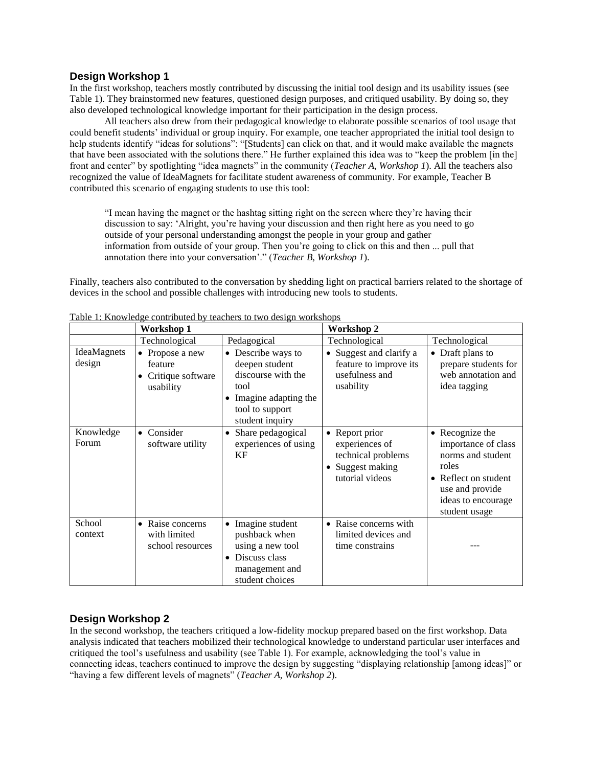### Design Workshop 1

In the first workshop, teachers mostly contributed by discussing the initial tool design and its usability issues (see Table 1). They brainstormed new features, questioned design purposes, and critiqued usability. By doing so, they also developed technological knowledge important for their participation in the design process.

All teachers also drew from their pedagogical knowledge to elaborate possible scenarios of tool usage that could benefit students' individual or group inquiry. For example, one teacher appropriated the initial tool design to help students identify "ideas for solutions": "[Students] can click on that, and it would make available the magnets that have been associated with the solutions there." He further explained this idea was to "keep the problem [in the] front and center" by spotlighting "idea magnets" in the community (*Teacher A, Workshop 1*). All the teachers also recognized the value of IdeaMagnets for facilitate student awareness of community. For example, Teacher B contributed this scenario of engaging students to use this tool:

> "I mean having the magnet or the hashtag sitting right on the screen where they're having their discussion to say: 'Alright, you're having your discussion and then right here as you need to go outside of your personal understanding amongst the people in your group and gather information from outside of your group. Then you're going to click on this and then ... pull that annotation there into your conversation'." (*Teacher B, Workshop 1*).

Finally, teachers also contributed to the conversation by shedding light on practical barriers related to the shortage of devices in the school and possible challenges with introducing new tools to students.

Table 1: Knowledge contributed by teachers to two design workshops

| | Workshop 1 | | Workshop 2 | |
|---|---|---|---|---|
| | Technological | Pedagogical | Technological | Technological |
| IdeaMagnets design | • Propose a new feature<br>• Critique software usability | • Describe ways to deepen student discourse with the tool<br>• Imagine adapting the tool to support student inquiry | • Suggest and clarify a feature to improve its usefulness and usability | • Draft plans to prepare students for web annotation and idea tagging |
| Knowledge Forum | • Consider software utility | • Share pedagogical experiences of using KF | • Report prior experiences of technical problems<br>• Suggest making tutorial videos | • Recognize the importance of class norms and student roles<br>• Reflect on student use and provide ideas to encourage student usage |
| School context | • Raise concerns with limited school resources | • Imagine student pushback when using a new tool<br>• Discuss class management and student choices | • Raise concerns with limited devices and time constrains | --- |

### Design Workshop 2

In the second workshop, the teachers critiqued a low-fidelity mockup prepared based on the first workshop. Data analysis indicated that teachers mobilized their technological knowledge to understand particular user interfaces and critiqued the tool's usefulness and usability (see Table 1). For example, acknowledging the tool's value in connecting ideas, teachers continued to improve the design by suggesting "displaying relationship [among ideas]" or "having a few different levels of magnets" (*Teacher A, Workshop 2*).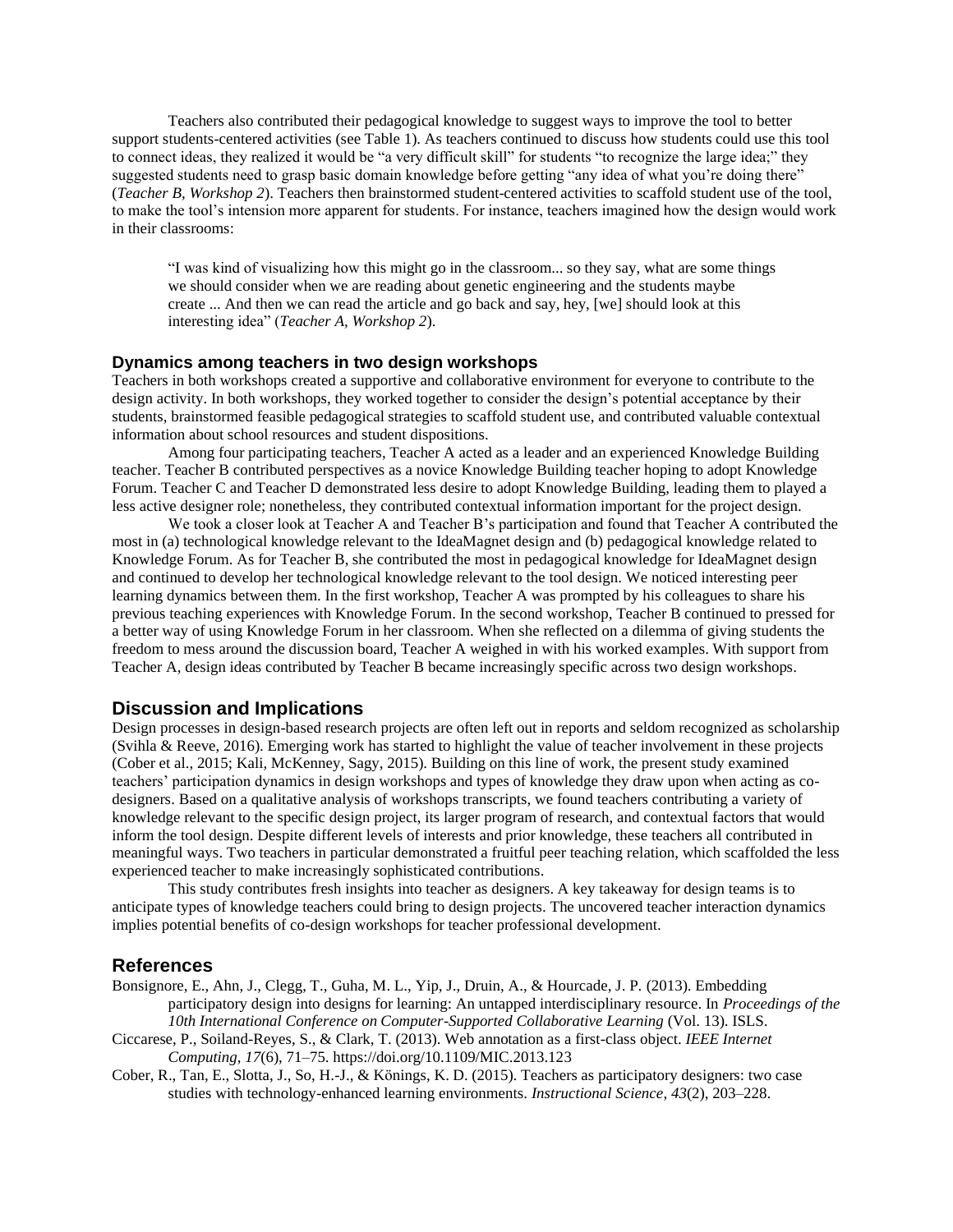Teachers also contributed their pedagogical knowledge to suggest ways to improve the tool to better support students-centered activities (see Table 1). As teachers continued to discuss how students could use this tool to connect ideas, they realized it would be "a very difficult skill" for students "to recognize the large idea;" they suggested students need to grasp basic domain knowledge before getting "any idea of what you're doing there" (*Teacher B, Workshop 2*). Teachers then brainstormed student-centered activities to scaffold student use of the tool, to make the tool's intension more apparent for students. For instance, teachers imagined how the design would work in their classrooms:

> "I was kind of visualizing how this might go in the classroom... so they say, what are some things we should consider when we are reading about genetic engineering and the students maybe create ... And then we can read the article and go back and say, hey, [we] should look at this interesting idea" (*Teacher A, Workshop 2*).

### Dynamics among teachers in two design workshops

Teachers in both workshops created a supportive and collaborative environment for everyone to contribute to the design activity. In both workshops, they worked together to consider the design's potential acceptance by their students, brainstormed feasible pedagogical strategies to scaffold student use, and contributed valuable contextual information about school resources and student dispositions.

Among four participating teachers, Teacher A acted as a leader and an experienced Knowledge Building teacher. Teacher B contributed perspectives as a novice Knowledge Building teacher hoping to adopt Knowledge Forum. Teacher C and Teacher D demonstrated less desire to adopt Knowledge Building, leading them to played a less active designer role; nonetheless, they contributed contextual information important for the project design.

We took a closer look at Teacher A and Teacher B's participation and found that Teacher A contributed the most in (a) technological knowledge relevant to the IdeaMagnet design and (b) pedagogical knowledge related to Knowledge Forum. As for Teacher B, she contributed the most in pedagogical knowledge for IdeaMagnet design and continued to develop her technological knowledge relevant to the tool design. We noticed interesting peer learning dynamics between them. In the first workshop, Teacher A was prompted by his colleagues to share his previous teaching experiences with Knowledge Forum. In the second workshop, Teacher B continued to pressed for a better way of using Knowledge Forum in her classroom. When she reflected on a dilemma of giving students the freedom to mess around the discussion board, Teacher A weighed in with his worked examples. With support from Teacher A, design ideas contributed by Teacher B became increasingly specific across two design workshops.

## Discussion and Implications

Design processes in design-based research projects are often left out in reports and seldom recognized as scholarship (Svihla & Reeve, 2016). Emerging work has started to highlight the value of teacher involvement in these projects (Cober et al., 2015; Kali, McKenney, Sagy, 2015). Building on this line of work, the present study examined teachers' participation dynamics in design workshops and types of knowledge they draw upon when acting as co-designers. Based on a qualitative analysis of workshops transcripts, we found teachers contributing a variety of knowledge relevant to the specific design project, its larger program of research, and contextual factors that would inform the tool design. Despite different levels of interests and prior knowledge, these teachers all contributed in meaningful ways. Two teachers in particular demonstrated a fruitful peer teaching relation, which scaffolded the less experienced teacher to make increasingly sophisticated contributions.

This study contributes fresh insights into teacher as designers. A key takeaway for design teams is to anticipate types of knowledge teachers could bring to design projects. The uncovered teacher interaction dynamics implies potential benefits of co-design workshops for teacher professional development.

## References

Bonsignore, E., Ahn, J., Clegg, T., Guha, M. L., Yip, J., Druin, A., & Hourcade, J. P. (2013). Embedding participatory design into designs for learning: An untapped interdisciplinary resource. In *Proceedings of the 10th International Conference on Computer-Supported Collaborative Learning* (Vol. 13). ISLS.

Ciccarese, P., Soiland-Reyes, S., & Clark, T. (2013). Web annotation as a first-class object. *IEEE Internet Computing*, *17*(6), 71–75. https://doi.org/10.1109/MIC.2013.123

Cober, R., Tan, E., Slotta, J., So, H.-J., & Könings, K. D. (2015). Teachers as participatory designers: two case studies with technology-enhanced learning environments. *Instructional Science*, *43*(2), 203–228.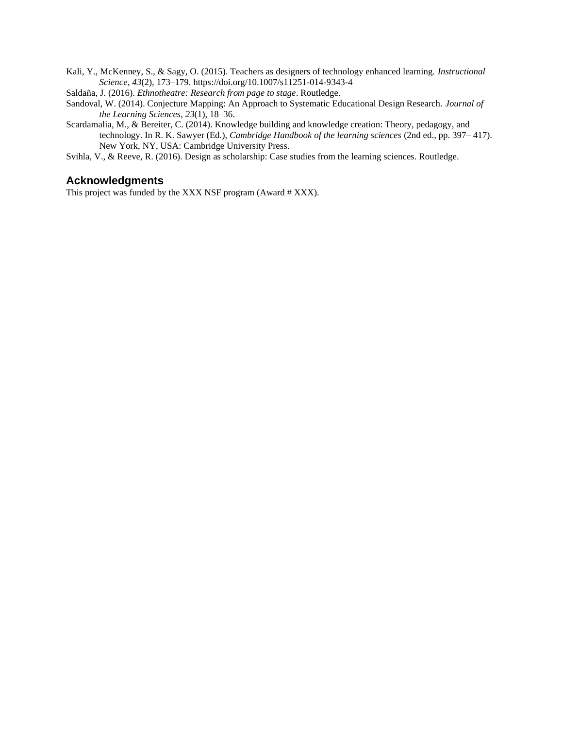Kali, Y., McKenney, S., & Sagy, O. (2015). Teachers as designers of technology enhanced learning. *Instructional Science*, *43*(2), 173–179. https://doi.org/10.1007/s11251-014-9343-4

Saldaña, J. (2016). *Ethnotheatre: Research from page to stage*. Routledge.

Sandoval, W. (2014). Conjecture Mapping: An Approach to Systematic Educational Design Research. *Journal of the Learning Sciences*, *23*(1), 18–36.

Scardamalia, M., & Bereiter, C. (2014). Knowledge building and knowledge creation: Theory, pedagogy, and technology. In R. K. Sawyer (Ed.), *Cambridge Handbook of the learning sciences* (2nd ed., pp. 397– 417). New York, NY, USA: Cambridge University Press.

Svihla, V., & Reeve, R. (2016). Design as scholarship: Case studies from the learning sciences. Routledge.

## Acknowledgments

This project was funded by the XXX NSF program (Award # XXX).